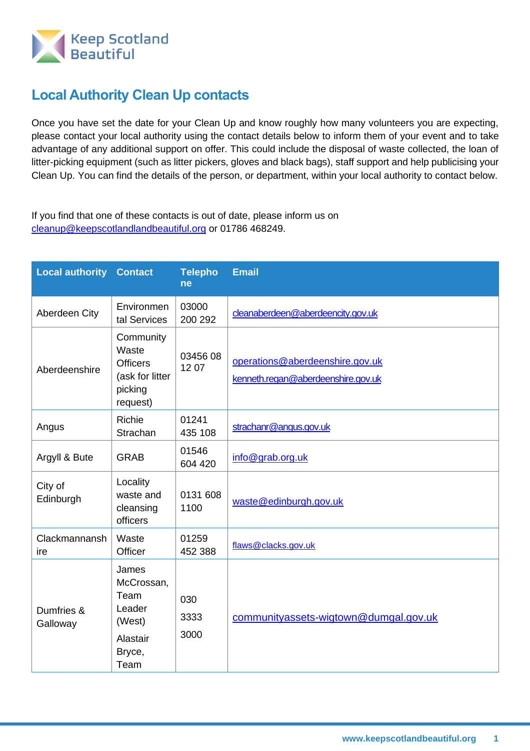Keep Scotland Beautiful

# Local Authority Clean Up contacts

Once you have set the date for your Clean Up and know roughly how many volunteers you are expecting, please contact your local authority using the contact details below to inform them of your event and to take advantage of any additional support on offer. This could include the disposal of waste collected, the loan of litter-picking equipment (such as litter pickers, gloves and black bags), staff support and help publicising your Clean Up. You can find the details of the person, or department, within your local authority to contact below.

If you find that one of these contacts is out of date, please inform us on cleanup@keepscotlandlandbeautiful.org or 01786 468249.

| Local authority | Contact | Telephone | Email |
|---|---|---|---|
| Aberdeen City | Environmental Services | 03000 200 292 | cleanaberdeen@aberdeencity.gov.uk |
| Aberdeenshire | Community Waste Officers (ask for litter picking request) | 03456 08 12 07 | operations@aberdeenshire.gov.uk<br>kenneth.regan@aberdeenshire.gov.uk |
| Angus | Richie Strachan | 01241 435 108 | strachanr@angus.gov.uk |
| Argyll & Bute | GRAB | 01546 604 420 | info@grab.org.uk |
| City of Edinburgh | Locality waste and cleansing officers | 0131 608 1100 | waste@edinburgh.gov.uk |
| Clackmannanshire | Waste Officer | 01259 452 388 | flaws@clacks.gov.uk |
| Dumfries & Galloway | James McCrossan, Team Leader (West)<br>Alastair Bryce, Team | 030 3333 3000 | communityassets-wigtown@dumgal.gov.uk |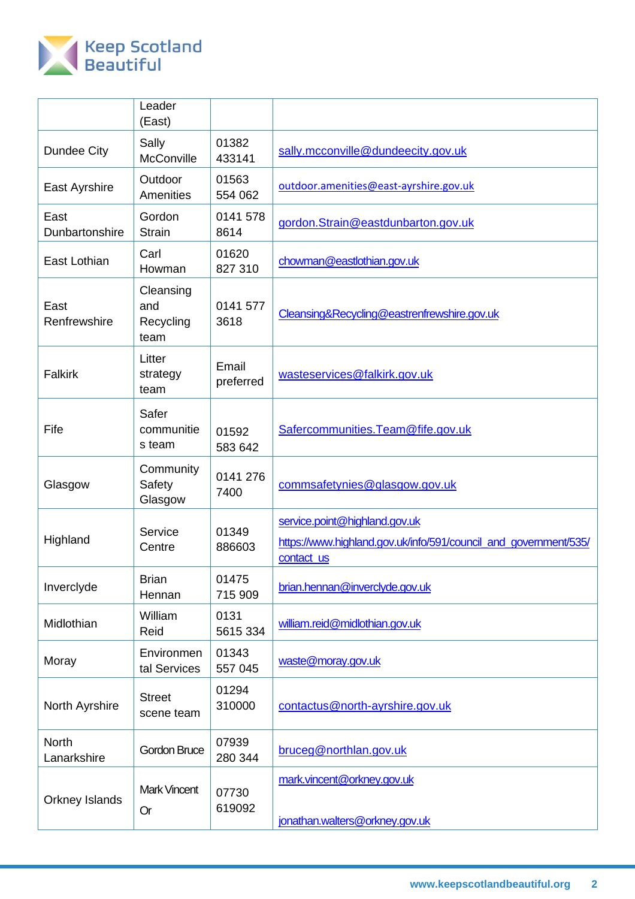| | Leader (East) | | |
|---|---|---|---|
| Dundee City | Sally McConville | 01382 433141 | sally.mcconville@dundeecity.gov.uk |
| East Ayrshire | Outdoor Amenities | 01563 554 062 | outdoor.amenities@east-ayrshire.gov.uk |
| East Dunbartonshire | Gordon Strain | 0141 578 8614 | gordon.Strain@eastdunbarton.gov.uk |
| East Lothian | Carl Howman | 01620 827 310 | chowman@eastlothian.gov.uk |
| East Renfrewshire | Cleansing and Recycling team | 0141 577 3618 | Cleansing&Recycling@eastrenfrewshire.gov.uk |
| Falkirk | Litter strategy team | Email preferred | wasteservices@falkirk.gov.uk |
| Fife | Safer communities team | 01592 583 642 | Safercommunities.Team@fife.gov.uk |
| Glasgow | Community Safety Glasgow | 0141 276 7400 | commsafetynies@glasgow.gov.uk |
| Highland | Service Centre | 01349 886603 | service.point@highland.gov.uk https://www.highland.gov.uk/info/591/council_and_government/535/contact_us |
| Inverclyde | Brian Hennan | 01475 715 909 | brian.hennan@inverclyde.gov.uk |
| Midlothian | William Reid | 0131 5615 334 | william.reid@midlothian.gov.uk |
| Moray | Environmental Services | 01343 557 045 | waste@moray.gov.uk |
| North Ayrshire | Street scene team | 01294 310000 | contactus@north-ayrshire.gov.uk |
| North Lanarkshire | Gordon Bruce | 07939 280 344 | bruceg@northlan.gov.uk |
| Orkney Islands | Mark Vincent Or | 07730 619092 | mark.vincent@orkney.gov.uk jonathan.walters@orkney.gov.uk |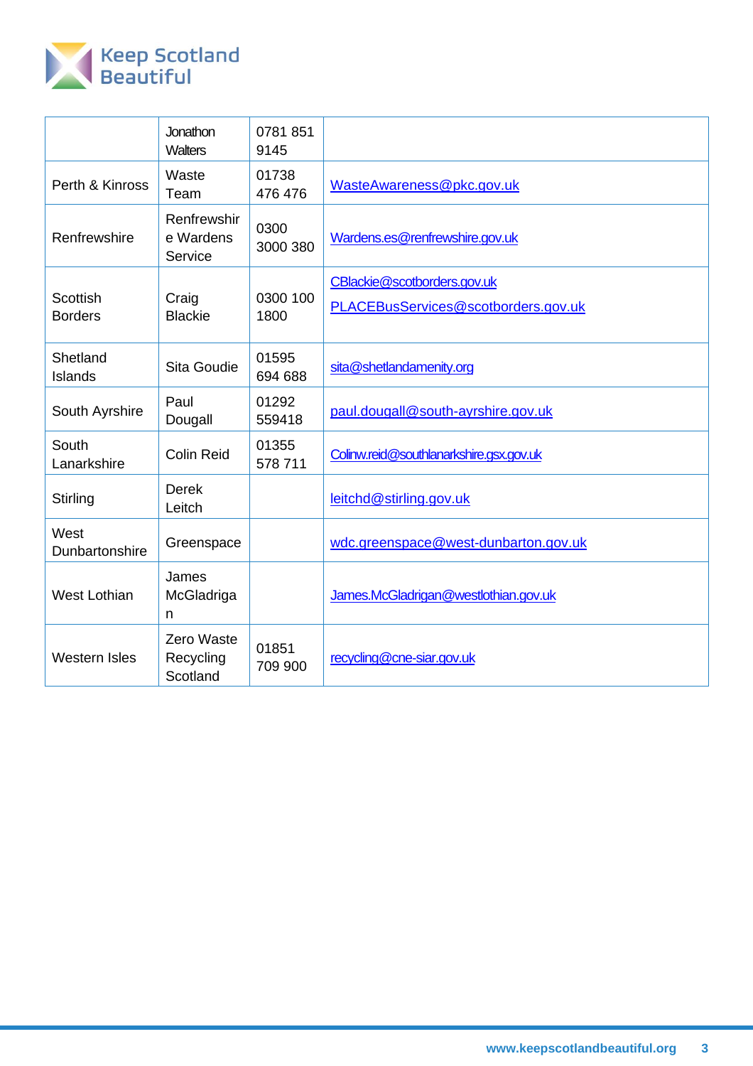| | | | |
|---|---|---|---|
| | Jonathon Walters | 0781 851 9145 | |
| Perth & Kinross | Waste Team | 01738 476 476 | WasteAwareness@pkc.gov.uk |
| Renfrewshire | Renfrewshire Wardens Service | 0300 3000 380 | Wardens.es@renfrewshire.gov.uk |
| Scottish Borders | Craig Blackie | 0300 100 1800 | CBlackie@scotborders.gov.uk PLACEBusServices@scotborders.gov.uk |
| Shetland Islands | Sita Goudie | 01595 694 688 | sita@shetlandamenity.org |
| South Ayrshire | Paul Dougall | 01292 559418 | paul.dougall@south-ayrshire.gov.uk |
| South Lanarkshire | Colin Reid | 01355 578 711 | Colinw.reid@southlanarkshire.gsx.gov.uk |
| Stirling | Derek Leitch | | leitchd@stirling.gov.uk |
| West Dunbartonshire | Greenspace | | wdc.greenspace@west-dunbarton.gov.uk |
| West Lothian | James McGladrigan | | James.McGladrigan@westlothian.gov.uk |
| Western Isles | Zero Waste Recycling Scotland | 01851 709 900 | recycling@cne-siar.gov.uk |